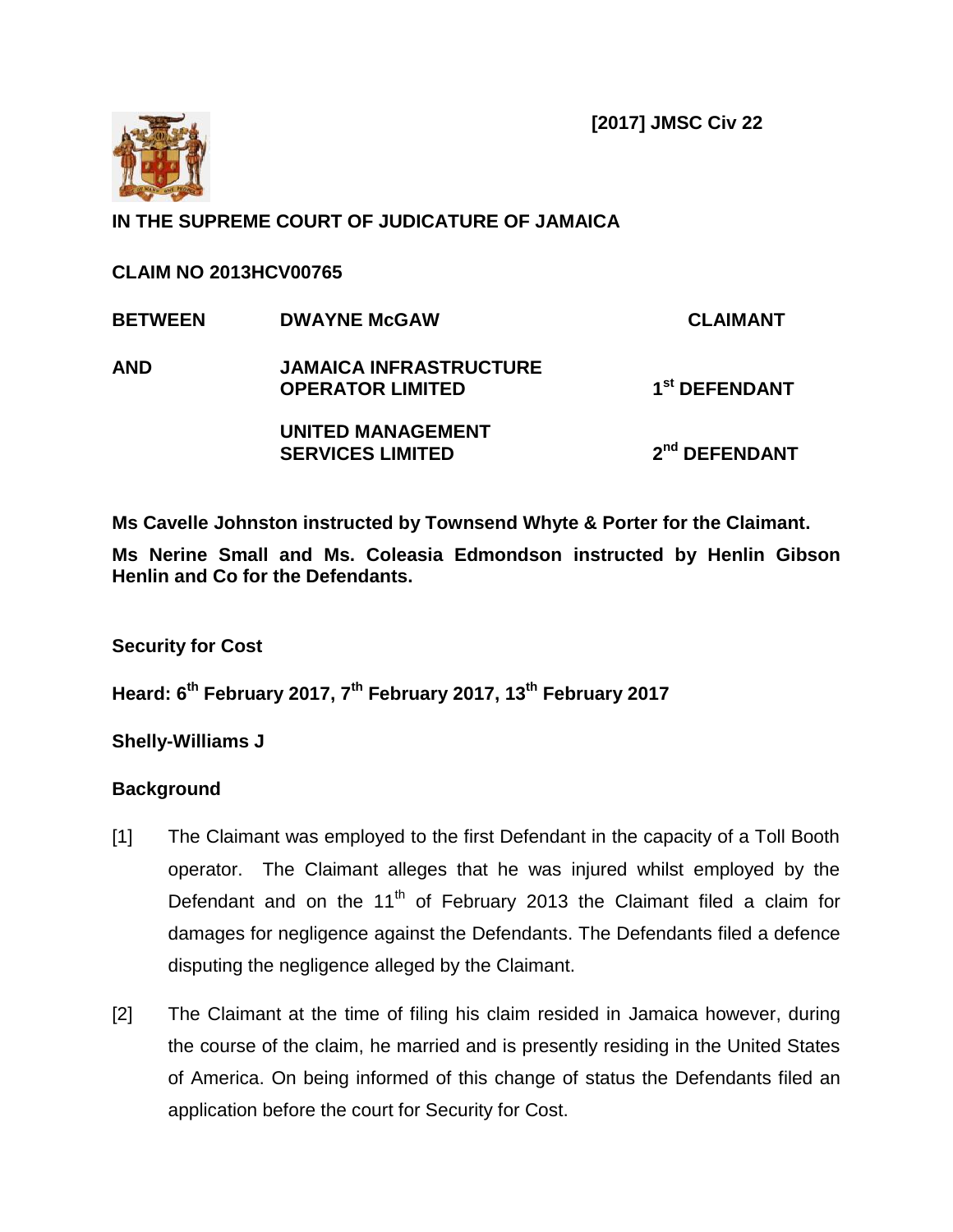**[2017] JMSC Civ 22**

**IN THE SUPREME COURT OF JUDICATURE OF JAMAICA**

**CLAIM NO 2013HCV00765**

| | | |
|---|---|---|
| **BETWEEN** | **DWAYNE McGAW** | **CLAIMANT** |
| **AND** | **JAMAICA INFRASTRUCTURE OPERATOR LIMITED** | **1st DEFENDANT** |
| | **UNITED MANAGEMENT SERVICES LIMITED** | **2nd DEFENDANT** |

**Ms Cavelle Johnston instructed by Townsend Whyte & Porter for the Claimant.**

**Ms Nerine Small and Ms. Coleasia Edmondson instructed by Henlin Gibson Henlin and Co for the Defendants.**

**Security for Cost**

**Heard: 6th February 2017, 7th February 2017, 13th February 2017**

**Shelly-Williams J**

**Background**

[1] The Claimant was employed to the first Defendant in the capacity of a Toll Booth operator. The Claimant alleges that he was injured whilst employed by the Defendant and on the 11th of February 2013 the Claimant filed a claim for damages for negligence against the Defendants. The Defendants filed a defence disputing the negligence alleged by the Claimant.

[2] The Claimant at the time of filing his claim resided in Jamaica however, during the course of the claim, he married and is presently residing in the United States of America. On being informed of this change of status the Defendants filed an application before the court for Security for Cost.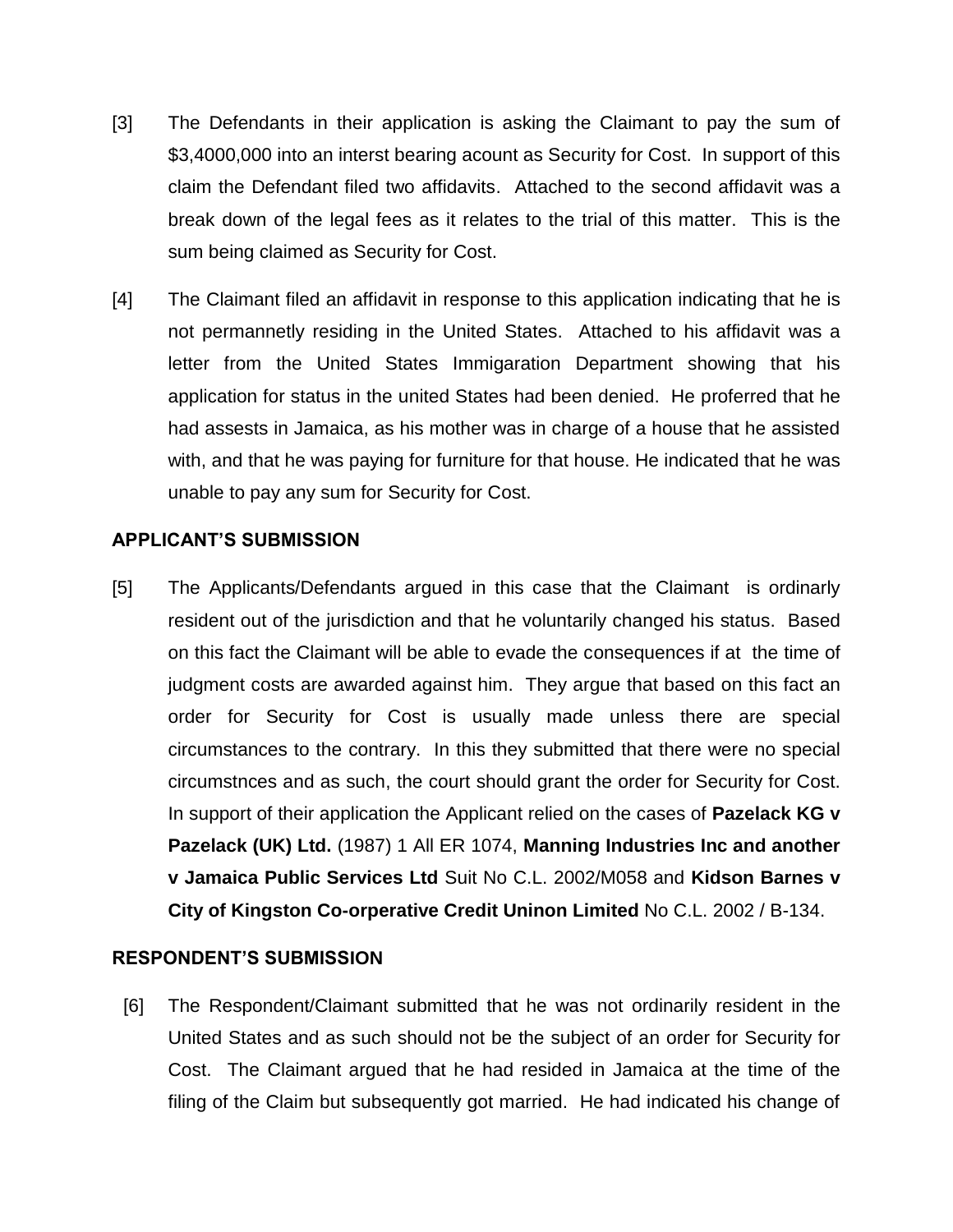[3] The Defendants in their application is asking the Claimant to pay the sum of $3,4000,000 into an interst bearing acount as Security for Cost. In support of this claim the Defendant filed two affidavits. Attached to the second affidavit was a break down of the legal fees as it relates to the trial of this matter. This is the sum being claimed as Security for Cost.

[4] The Claimant filed an affidavit in response to this application indicating that he is not permannetly residing in the United States. Attached to his affidavit was a letter from the United States Immigaration Department showing that his application for status in the united States had been denied. He proferred that he had assests in Jamaica, as his mother was in charge of a house that he assisted with, and that he was paying for furniture for that house. He indicated that he was unable to pay any sum for Security for Cost.

## APPLICANT'S SUBMISSION

[5] The Applicants/Defendants argued in this case that the Claimant is ordinarly resident out of the jurisdiction and that he voluntarily changed his status. Based on this fact the Claimant will be able to evade the consequences if at the time of judgment costs are awarded against him. They argue that based on this fact an order for Security for Cost is usually made unless there are special circumstances to the contrary. In this they submitted that there were no special circumstnces and as such, the court should grant the order for Security for Cost. In support of their application the Applicant relied on the cases of **Pazelack KG v Pazelack (UK) Ltd.** (1987) 1 All ER 1074, **Manning Industries Inc and another v Jamaica Public Services Ltd** Suit No C.L. 2002/M058 and **Kidson Barnes v City of Kingston Co-orperative Credit Uninon Limited** No C.L. 2002 / B-134.

## RESPONDENT'S SUBMISSION

[6] The Respondent/Claimant submitted that he was not ordinarily resident in the United States and as such should not be the subject of an order for Security for Cost. The Claimant argued that he had resided in Jamaica at the time of the filing of the Claim but subsequently got married. He had indicated his change of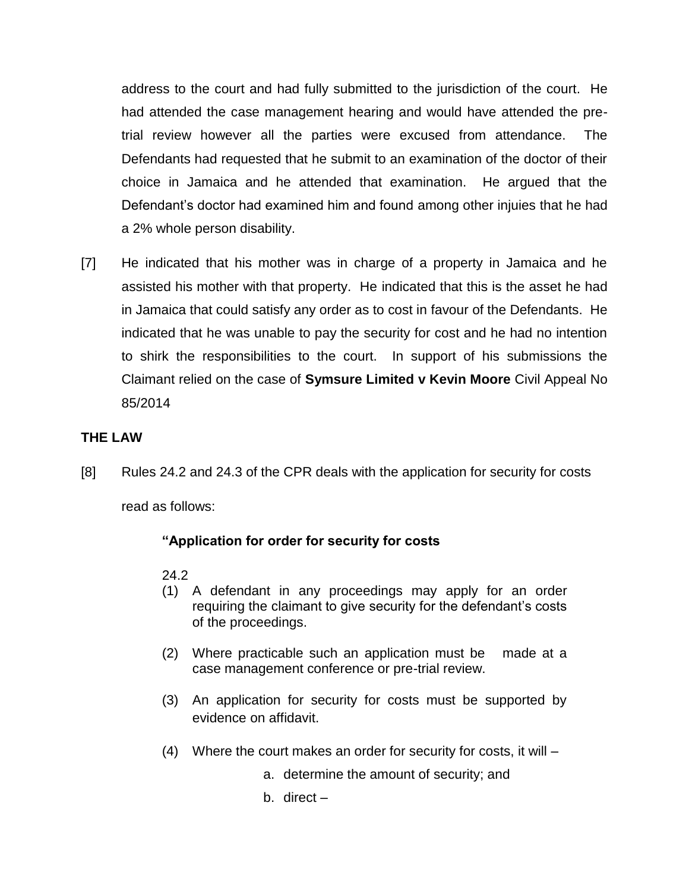address to the court and had fully submitted to the jurisdiction of the court. He had attended the case management hearing and would have attended the pre-trial review however all the parties were excused from attendance. The Defendants had requested that he submit to an examination of the doctor of their choice in Jamaica and he attended that examination. He argued that the Defendant's doctor had examined him and found among other injuies that he had a 2% whole person disability.

[7] He indicated that his mother was in charge of a property in Jamaica and he assisted his mother with that property. He indicated that this is the asset he had in Jamaica that could satisfy any order as to cost in favour of the Defendants. He indicated that he was unable to pay the security for cost and he had no intention to shirk the responsibilities to the court. In support of his submissions the Claimant relied on the case of **Symsure Limited v Kevin Moore** Civil Appeal No 85/2014

## THE LAW

[8] Rules 24.2 and 24.3 of the CPR deals with the application for security for costs read as follows:

> **"Application for order for security for costs**
>
> 24.2
>
> (1) A defendant in any proceedings may apply for an order requiring the claimant to give security for the defendant's costs of the proceedings.
>
> (2) Where practicable such an application must be made at a case management conference or pre-trial review.
>
> (3) An application for security for costs must be supported by evidence on affidavit.
>
> (4) Where the court makes an order for security for costs, it will –
>
> a. determine the amount of security; and
>
> b. direct –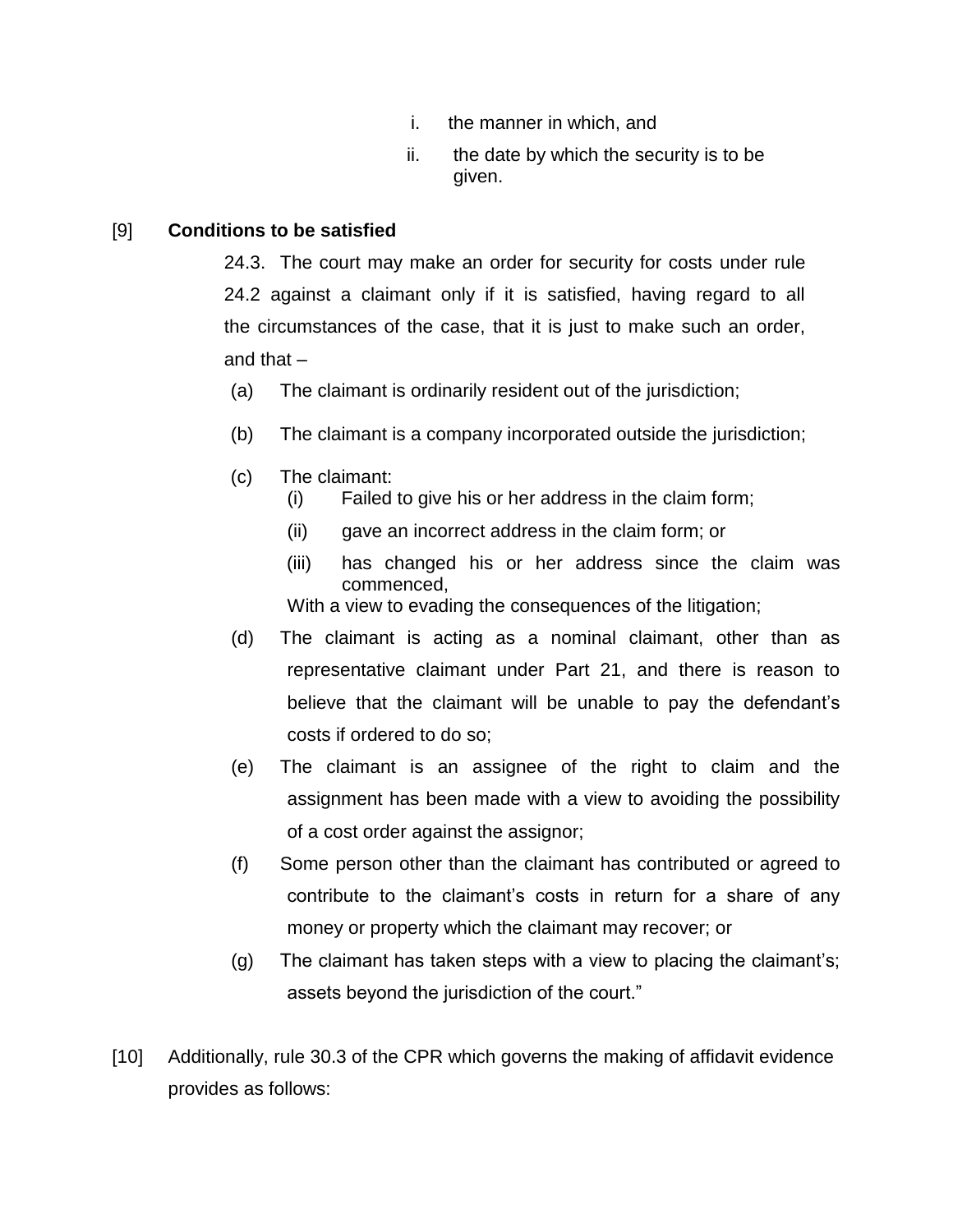i. the manner in which, and

ii. the date by which the security is to be given.

[9] **Conditions to be satisfied**

> 24.3. The court may make an order for security for costs under rule 24.2 against a claimant only if it is satisfied, having regard to all the circumstances of the case, that it is just to make such an order, and that –
>
> (a) The claimant is ordinarily resident out of the jurisdiction;
>
> (b) The claimant is a company incorporated outside the jurisdiction;
>
> (c) The claimant:
>
> (i) Failed to give his or her address in the claim form;
>
> (ii) gave an incorrect address in the claim form; or
>
> (iii) has changed his or her address since the claim was commenced,
>
> With a view to evading the consequences of the litigation;
>
> (d) The claimant is acting as a nominal claimant, other than as representative claimant under Part 21, and there is reason to believe that the claimant will be unable to pay the defendant's costs if ordered to do so;
>
> (e) The claimant is an assignee of the right to claim and the assignment has been made with a view to avoiding the possibility of a cost order against the assignor;
>
> (f) Some person other than the claimant has contributed or agreed to contribute to the claimant's costs in return for a share of any money or property which the claimant may recover; or
>
> (g) The claimant has taken steps with a view to placing the claimant's; assets beyond the jurisdiction of the court."

[10] Additionally, rule 30.3 of the CPR which governs the making of affidavit evidence provides as follows: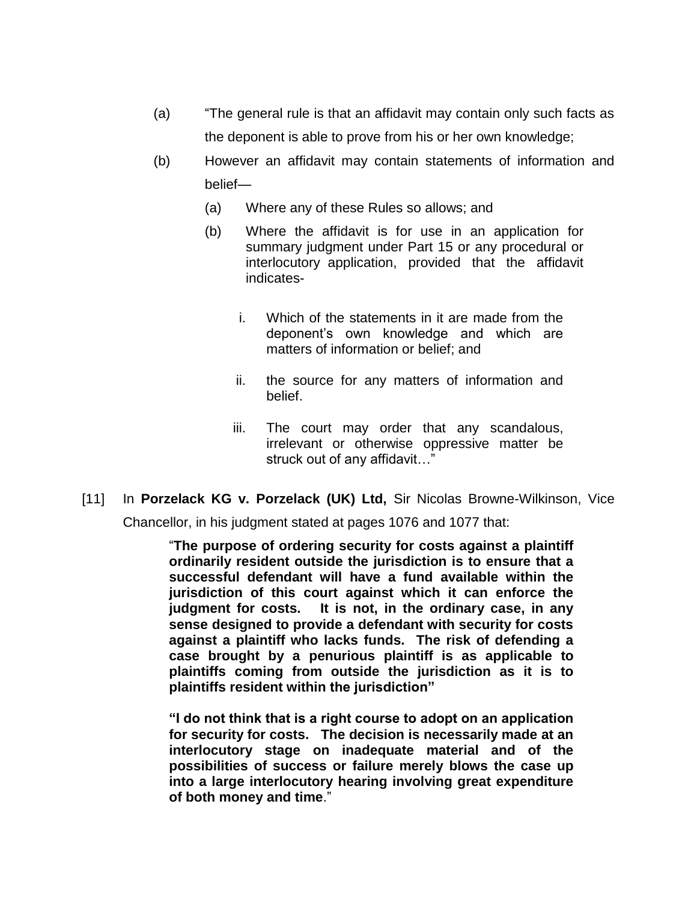(a) "The general rule is that an affidavit may contain only such facts as the deponent is able to prove from his or her own knowledge;

(b) However an affidavit may contain statements of information and belief—

   (a) Where any of these Rules so allows; and

   (b) Where the affidavit is for use in an application for summary judgment under Part 15 or any procedural or interlocutory application, provided that the affidavit indicates-

      i. Which of the statements in it are made from the deponent's own knowledge and which are matters of information or belief; and

      ii. the source for any matters of information and belief.

      iii. The court may order that any scandalous, irrelevant or otherwise oppressive matter be struck out of any affidavit…"

[11] In **Porzelack KG v. Porzelack (UK) Ltd,** Sir Nicolas Browne-Wilkinson, Vice Chancellor, in his judgment stated at pages 1076 and 1077 that:

> "**The purpose of ordering security for costs against a plaintiff ordinarily resident outside the jurisdiction is to ensure that a successful defendant will have a fund available within the jurisdiction of this court against which it can enforce the judgment for costs. It is not, in the ordinary case, in any sense designed to provide a defendant with security for costs against a plaintiff who lacks funds. The risk of defending a case brought by a penurious plaintiff is as applicable to plaintiffs coming from outside the jurisdiction as it is to plaintiffs resident within the jurisdiction"**
>
> **"I do not think that is a right course to adopt on an application for security for costs. The decision is necessarily made at an interlocutory stage on inadequate material and of the possibilities of success or failure merely blows the case up into a large interlocutory hearing involving great expenditure of both money and time**."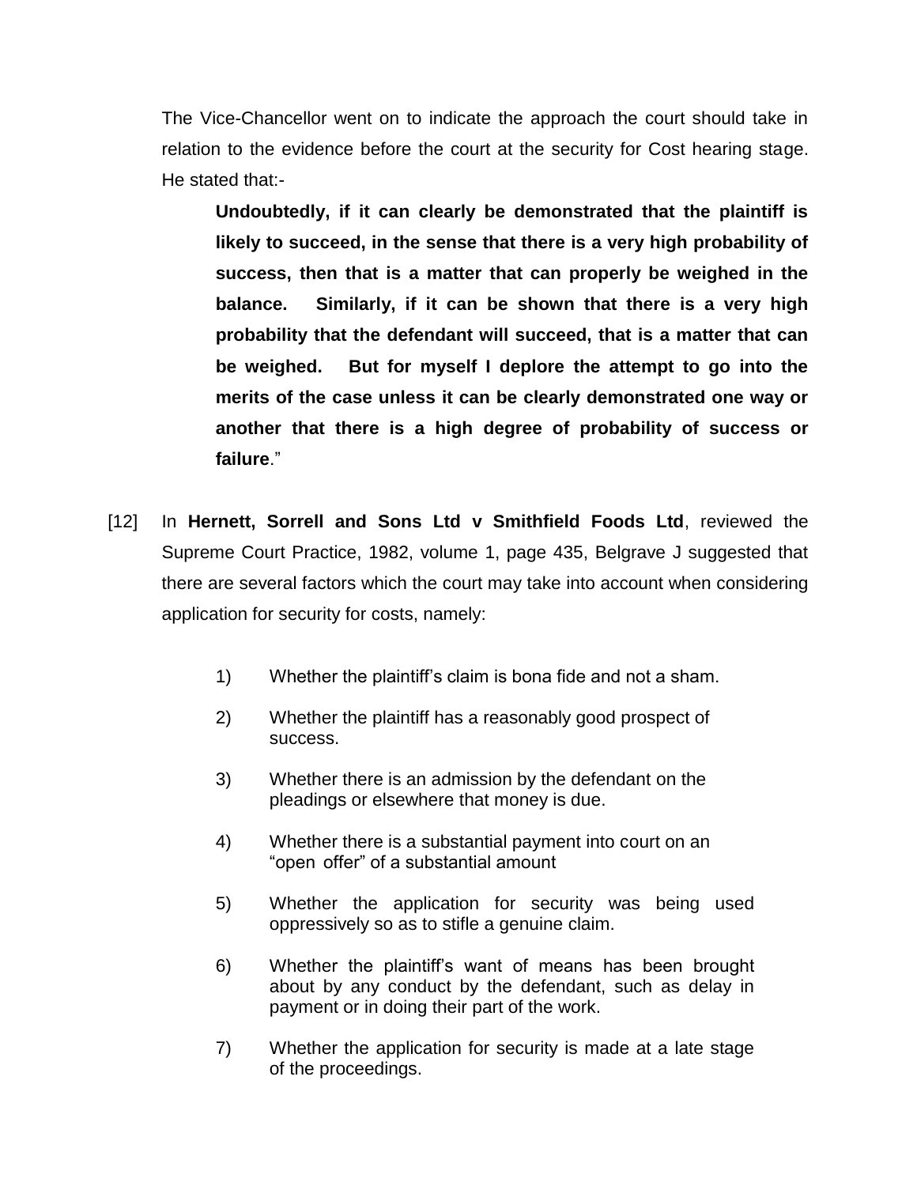The Vice-Chancellor went on to indicate the approach the court should take in relation to the evidence before the court at the security for Cost hearing stage. He stated that:-

> **Undoubtedly, if it can clearly be demonstrated that the plaintiff is likely to succeed, in the sense that there is a very high probability of success, then that is a matter that can properly be weighed in the balance. Similarly, if it can be shown that there is a very high probability that the defendant will succeed, that is a matter that can be weighed. But for myself I deplore the attempt to go into the merits of the case unless it can be clearly demonstrated one way or another that there is a high degree of probability of success or failure**."

[12] In **Hernett, Sorrell and Sons Ltd v Smithfield Foods Ltd**, reviewed the Supreme Court Practice, 1982, volume 1, page 435, Belgrave J suggested that there are several factors which the court may take into account when considering application for security for costs, namely:

1) Whether the plaintiff's claim is bona fide and not a sham.
2) Whether the plaintiff has a reasonably good prospect of success.
3) Whether there is an admission by the defendant on the pleadings or elsewhere that money is due.
4) Whether there is a substantial payment into court on an "open offer" of a substantial amount
5) Whether the application for security was being used oppressively so as to stifle a genuine claim.
6) Whether the plaintiff's want of means has been brought about by any conduct by the defendant, such as delay in payment or in doing their part of the work.
7) Whether the application for security is made at a late stage of the proceedings.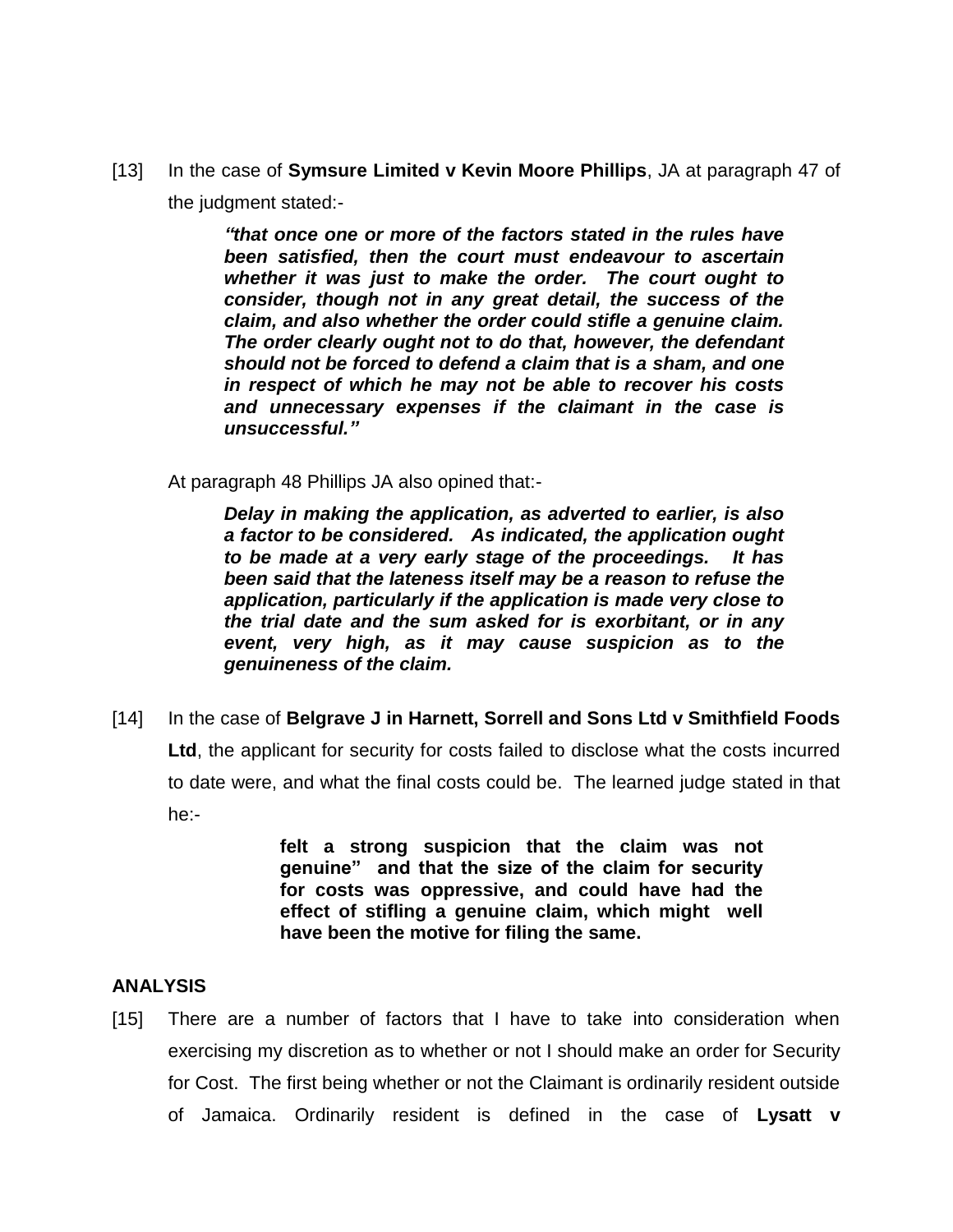[13] In the case of **Symsure Limited v Kevin Moore Phillips**, JA at paragraph 47 of the judgment stated:-

> ***"that once one or more of the factors stated in the rules have been satisfied, then the court must endeavour to ascertain whether it was just to make the order. The court ought to consider, though not in any great detail, the success of the claim, and also whether the order could stifle a genuine claim. The order clearly ought not to do that, however, the defendant should not be forced to defend a claim that is a sham, and one in respect of which he may not be able to recover his costs and unnecessary expenses if the claimant in the case is unsuccessful."***

At paragraph 48 Phillips JA also opined that:-

> ***Delay in making the application, as adverted to earlier, is also a factor to be considered. As indicated, the application ought to be made at a very early stage of the proceedings. It has been said that the lateness itself may be a reason to refuse the application, particularly if the application is made very close to the trial date and the sum asked for is exorbitant, or in any event, very high, as it may cause suspicion as to the genuineness of the claim.***

[14] In the case of **Belgrave J in Harnett, Sorrell and Sons Ltd v Smithfield Foods Ltd**, the applicant for security for costs failed to disclose what the costs incurred to date were, and what the final costs could be. The learned judge stated in that he:-

> **felt a strong suspicion that the claim was not genuine" and that the size of the claim for security for costs was oppressive, and could have had the effect of stifling a genuine claim, which might well have been the motive for filing the same.**

**ANALYSIS**

[15] There are a number of factors that I have to take into consideration when exercising my discretion as to whether or not I should make an order for Security for Cost. The first being whether or not the Claimant is ordinarily resident outside of Jamaica. Ordinarily resident is defined in the case of **Lysatt v**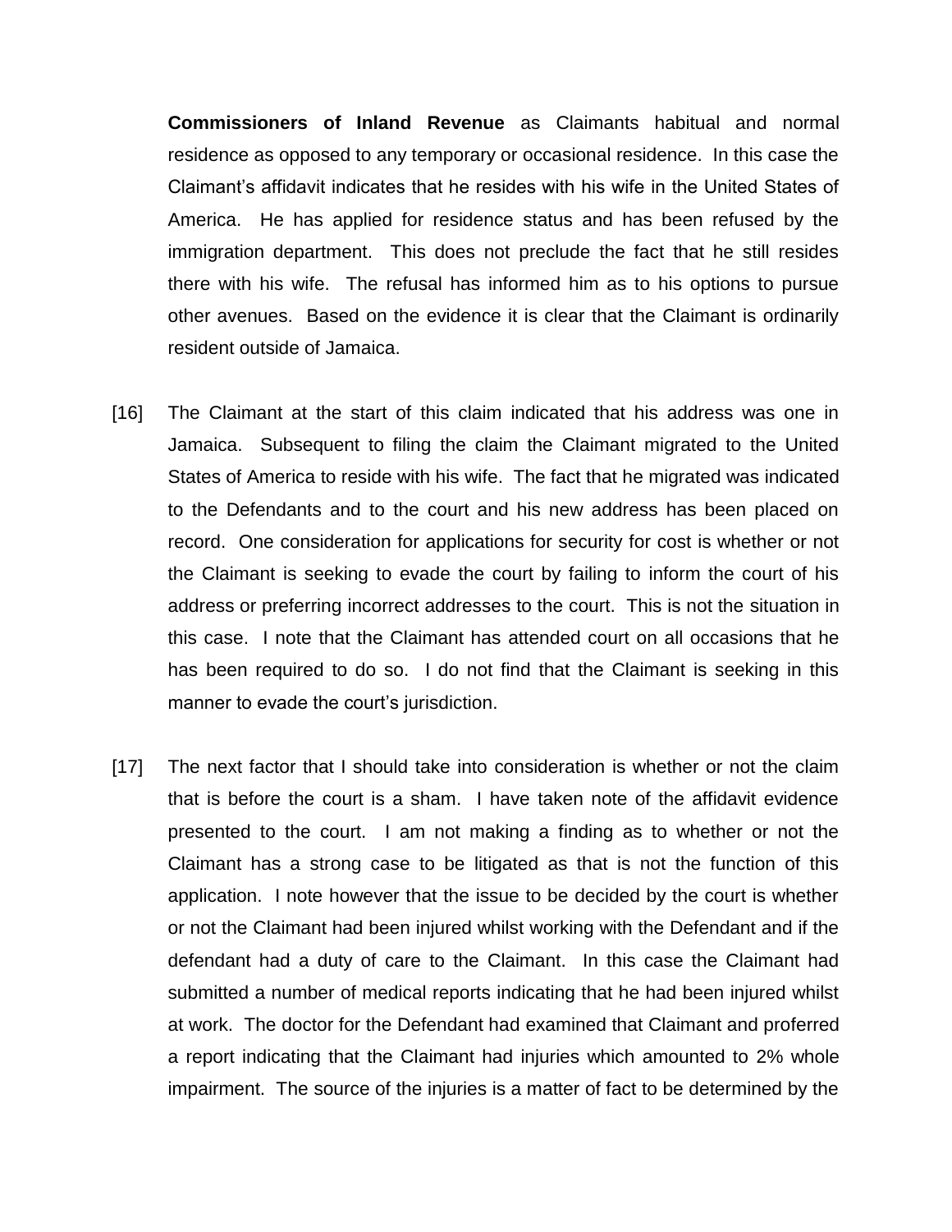**Commissioners of Inland Revenue** as Claimants habitual and normal residence as opposed to any temporary or occasional residence. In this case the Claimant's affidavit indicates that he resides with his wife in the United States of America. He has applied for residence status and has been refused by the immigration department. This does not preclude the fact that he still resides there with his wife. The refusal has informed him as to his options to pursue other avenues. Based on the evidence it is clear that the Claimant is ordinarily resident outside of Jamaica.

[16] The Claimant at the start of this claim indicated that his address was one in Jamaica. Subsequent to filing the claim the Claimant migrated to the United States of America to reside with his wife. The fact that he migrated was indicated to the Defendants and to the court and his new address has been placed on record. One consideration for applications for security for cost is whether or not the Claimant is seeking to evade the court by failing to inform the court of his address or preferring incorrect addresses to the court. This is not the situation in this case. I note that the Claimant has attended court on all occasions that he has been required to do so. I do not find that the Claimant is seeking in this manner to evade the court's jurisdiction.

[17] The next factor that I should take into consideration is whether or not the claim that is before the court is a sham. I have taken note of the affidavit evidence presented to the court. I am not making a finding as to whether or not the Claimant has a strong case to be litigated as that is not the function of this application. I note however that the issue to be decided by the court is whether or not the Claimant had been injured whilst working with the Defendant and if the defendant had a duty of care to the Claimant. In this case the Claimant had submitted a number of medical reports indicating that he had been injured whilst at work. The doctor for the Defendant had examined that Claimant and proferred a report indicating that the Claimant had injuries which amounted to 2% whole impairment. The source of the injuries is a matter of fact to be determined by the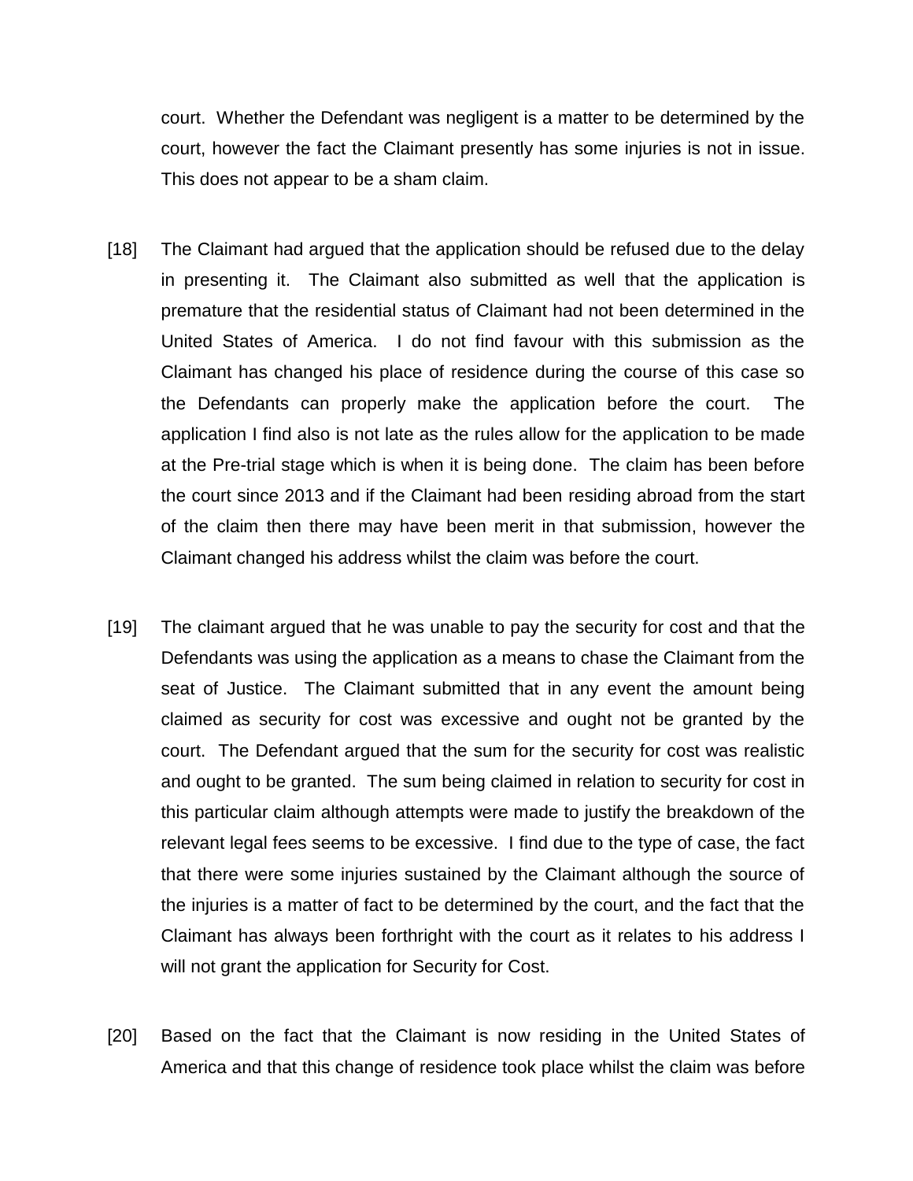court. Whether the Defendant was negligent is a matter to be determined by the court, however the fact the Claimant presently has some injuries is not in issue. This does not appear to be a sham claim.

[18] The Claimant had argued that the application should be refused due to the delay in presenting it. The Claimant also submitted as well that the application is premature that the residential status of Claimant had not been determined in the United States of America. I do not find favour with this submission as the Claimant has changed his place of residence during the course of this case so the Defendants can properly make the application before the court. The application I find also is not late as the rules allow for the application to be made at the Pre-trial stage which is when it is being done. The claim has been before the court since 2013 and if the Claimant had been residing abroad from the start of the claim then there may have been merit in that submission, however the Claimant changed his address whilst the claim was before the court.

[19] The claimant argued that he was unable to pay the security for cost and that the Defendants was using the application as a means to chase the Claimant from the seat of Justice. The Claimant submitted that in any event the amount being claimed as security for cost was excessive and ought not be granted by the court. The Defendant argued that the sum for the security for cost was realistic and ought to be granted. The sum being claimed in relation to security for cost in this particular claim although attempts were made to justify the breakdown of the relevant legal fees seems to be excessive. I find due to the type of case, the fact that there were some injuries sustained by the Claimant although the source of the injuries is a matter of fact to be determined by the court, and the fact that the Claimant has always been forthright with the court as it relates to his address I will not grant the application for Security for Cost.

[20] Based on the fact that the Claimant is now residing in the United States of America and that this change of residence took place whilst the claim was before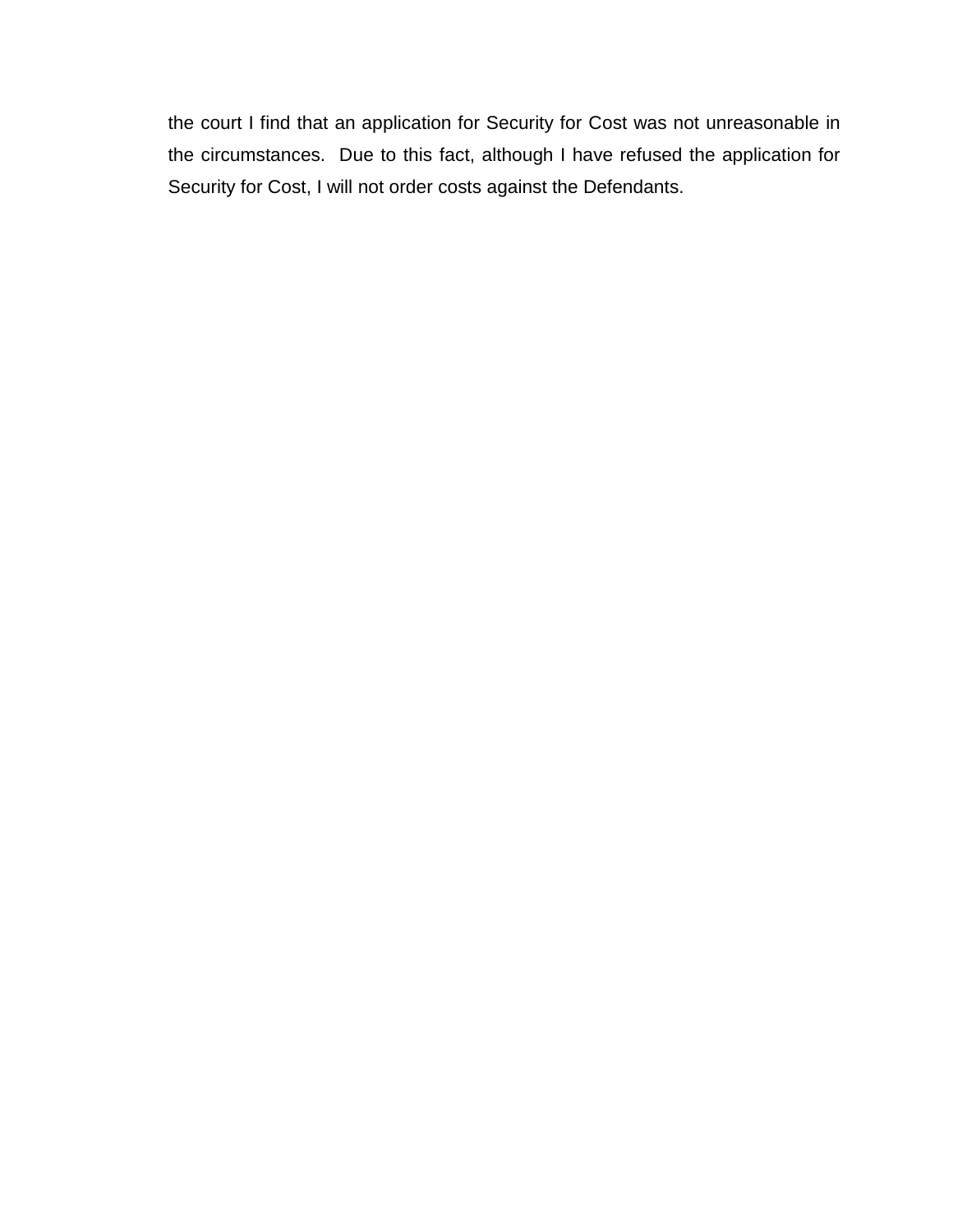the court I find that an application for Security for Cost was not unreasonable in the circumstances. Due to this fact, although I have refused the application for Security for Cost, I will not order costs against the Defendants.